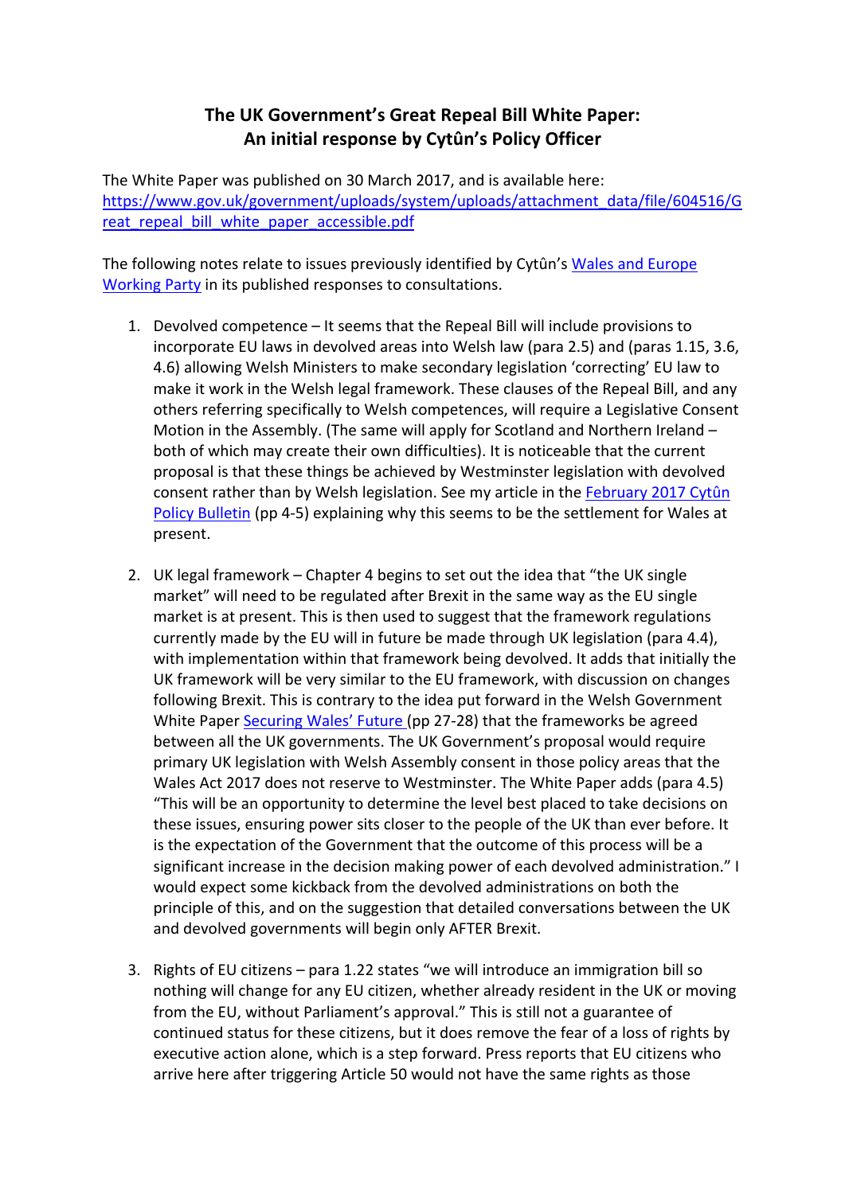# The UK Government's Great Repeal Bill White Paper: An initial response by Cytûn's Policy Officer

The White Paper was published on 30 March 2017, and is available here: [https://www.gov.uk/government/uploads/system/uploads/attachment_data/file/604516/Great_repeal_bill_white_paper_accessible.pdf](https://www.gov.uk/government/uploads/system/uploads/attachment_data/file/604516/Great_repeal_bill_white_paper_accessible.pdf)

The following notes relate to issues previously identified by Cytûn's Wales and Europe Working Party in its published responses to consultations.

1. Devolved competence – It seems that the Repeal Bill will include provisions to incorporate EU laws in devolved areas into Welsh law (para 2.5) and (paras 1.15, 3.6, 4.6) allowing Welsh Ministers to make secondary legislation 'correcting' EU law to make it work in the Welsh legal framework. These clauses of the Repeal Bill, and any others referring specifically to Welsh competences, will require a Legislative Consent Motion in the Assembly. (The same will apply for Scotland and Northern Ireland – both of which may create their own difficulties). It is noticeable that the current proposal is that these things be achieved by Westminster legislation with devolved consent rather than by Welsh legislation. See my article in the February 2017 Cytûn Policy Bulletin (pp 4-5) explaining why this seems to be the settlement for Wales at present.

2. UK legal framework – Chapter 4 begins to set out the idea that "the UK single market" will need to be regulated after Brexit in the same way as the EU single market is at present. This is then used to suggest that the framework regulations currently made by the EU will in future be made through UK legislation (para 4.4), with implementation within that framework being devolved. It adds that initially the UK framework will be very similar to the EU framework, with discussion on changes following Brexit. This is contrary to the idea put forward in the Welsh Government White Paper Securing Wales' Future (pp 27-28) that the frameworks be agreed between all the UK governments. The UK Government's proposal would require primary UK legislation with Welsh Assembly consent in those policy areas that the Wales Act 2017 does not reserve to Westminster. The White Paper adds (para 4.5) "This will be an opportunity to determine the level best placed to take decisions on these issues, ensuring power sits closer to the people of the UK than ever before. It is the expectation of the Government that the outcome of this process will be a significant increase in the decision making power of each devolved administration." I would expect some kickback from the devolved administrations on both the principle of this, and on the suggestion that detailed conversations between the UK and devolved governments will begin only AFTER Brexit.

3. Rights of EU citizens – para 1.22 states "we will introduce an immigration bill so nothing will change for any EU citizen, whether already resident in the UK or moving from the EU, without Parliament's approval." This is still not a guarantee of continued status for these citizens, but it does remove the fear of a loss of rights by executive action alone, which is a step forward. Press reports that EU citizens who arrive here after triggering Article 50 would not have the same rights as those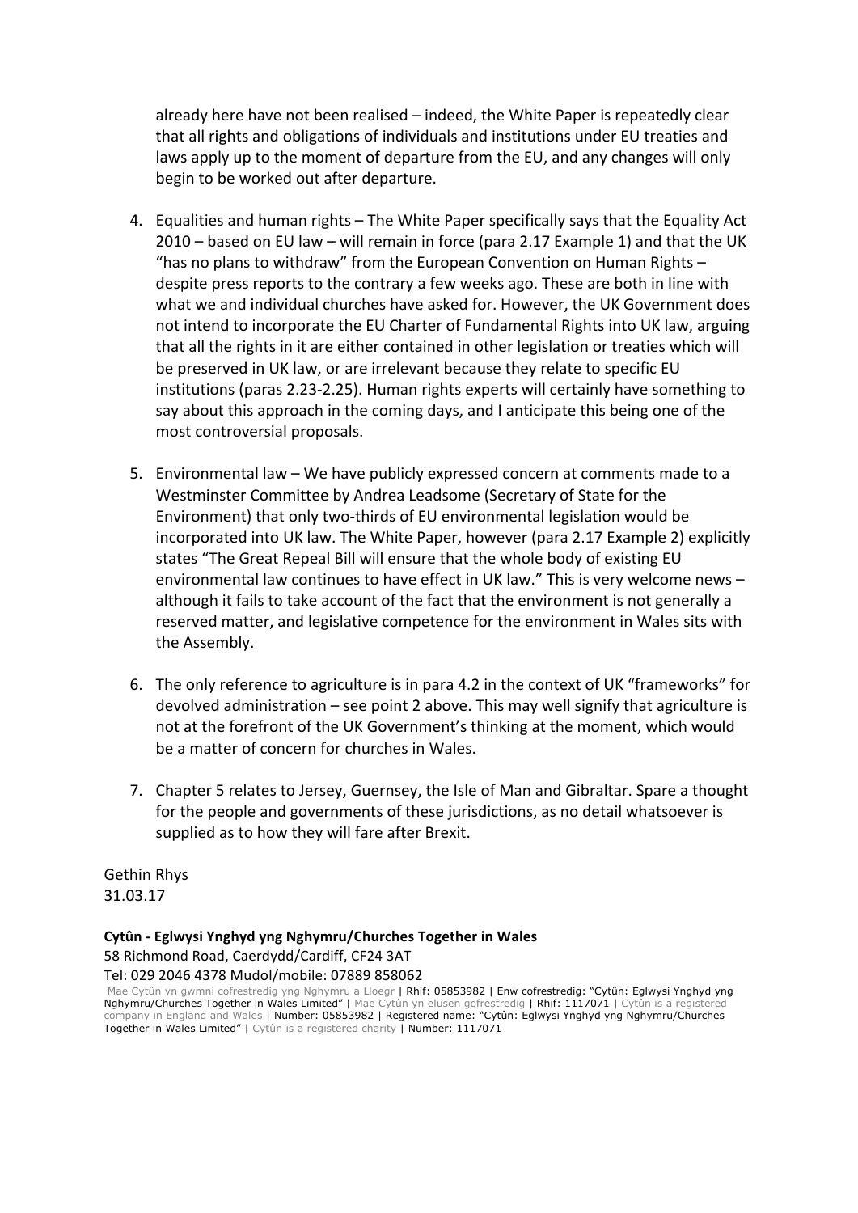already here have not been realised – indeed, the White Paper is repeatedly clear that all rights and obligations of individuals and institutions under EU treaties and laws apply up to the moment of departure from the EU, and any changes will only begin to be worked out after departure.

4. Equalities and human rights – The White Paper specifically says that the Equality Act 2010 – based on EU law – will remain in force (para 2.17 Example 1) and that the UK "has no plans to withdraw" from the European Convention on Human Rights – despite press reports to the contrary a few weeks ago. These are both in line with what we and individual churches have asked for. However, the UK Government does not intend to incorporate the EU Charter of Fundamental Rights into UK law, arguing that all the rights in it are either contained in other legislation or treaties which will be preserved in UK law, or are irrelevant because they relate to specific EU institutions (paras 2.23-2.25). Human rights experts will certainly have something to say about this approach in the coming days, and I anticipate this being one of the most controversial proposals.

5. Environmental law – We have publicly expressed concern at comments made to a Westminster Committee by Andrea Leadsome (Secretary of State for the Environment) that only two-thirds of EU environmental legislation would be incorporated into UK law. The White Paper, however (para 2.17 Example 2) explicitly states "The Great Repeal Bill will ensure that the whole body of existing EU environmental law continues to have effect in UK law." This is very welcome news – although it fails to take account of the fact that the environment is not generally a reserved matter, and legislative competence for the environment in Wales sits with the Assembly.

6. The only reference to agriculture is in para 4.2 in the context of UK "frameworks" for devolved administration – see point 2 above. This may well signify that agriculture is not at the forefront of the UK Government's thinking at the moment, which would be a matter of concern for churches in Wales.

7. Chapter 5 relates to Jersey, Guernsey, the Isle of Man and Gibraltar. Spare a thought for the people and governments of these jurisdictions, as no detail whatsoever is supplied as to how they will fare after Brexit.

Gethin Rhys
31.03.17

**Cytûn - Eglwysi Ynghyd yng Nghymru/Churches Together in Wales**
58 Richmond Road, Caerdydd/Cardiff, CF24 3AT
Tel: 029 2046 4378 Mudol/mobile: 07889 858062

Mae Cytûn yn gwmni cofrestredig yng Nghymru a Lloegr | Rhif: 05853982 | Enw cofrestredig: "Cytûn: Eglwysi Ynghyd yng Nghymru/Churches Together in Wales Limited" | Mae Cytûn yn elusen gofrestredig | Rhif: 1117071 | Cytûn is a registered company in England and Wales | Number: 05853982 | Registered name: "Cytûn: Eglwysi Ynghyd yng Nghymru/Churches Together in Wales Limited" | Cytûn is a registered charity | Number: 1117071